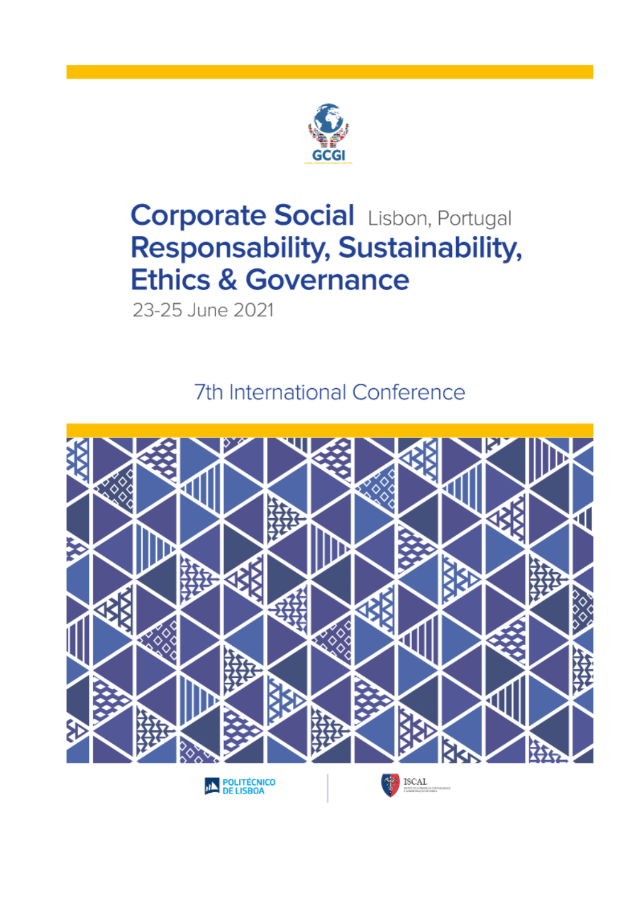GCGI

# Corporate Social Responsability, Sustainability, Ethics & Governance

Lisbon, Portugal

23-25 June 2021

## 7th International Conference

POLITÉCNICO DE LISBOA

ISCAL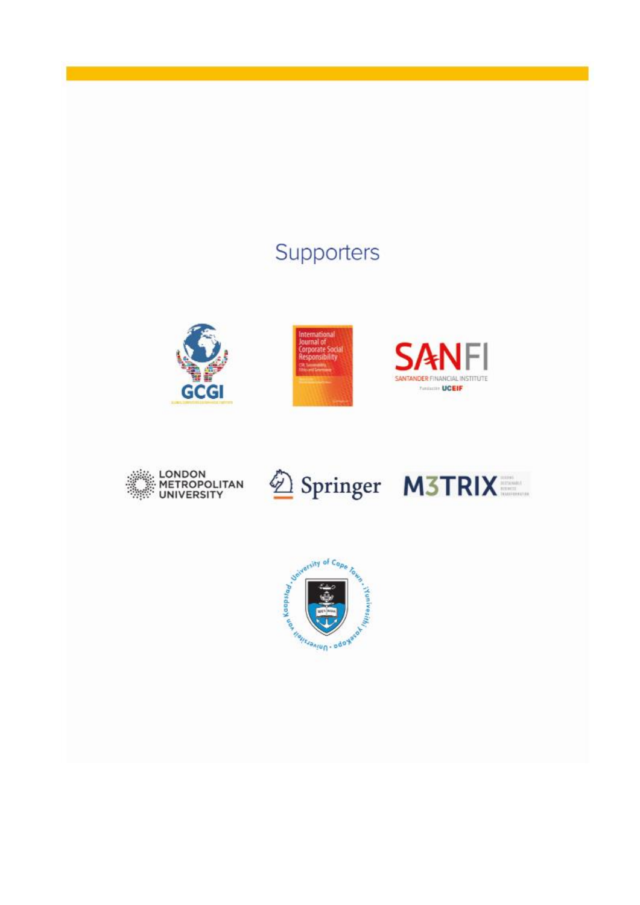## Supporters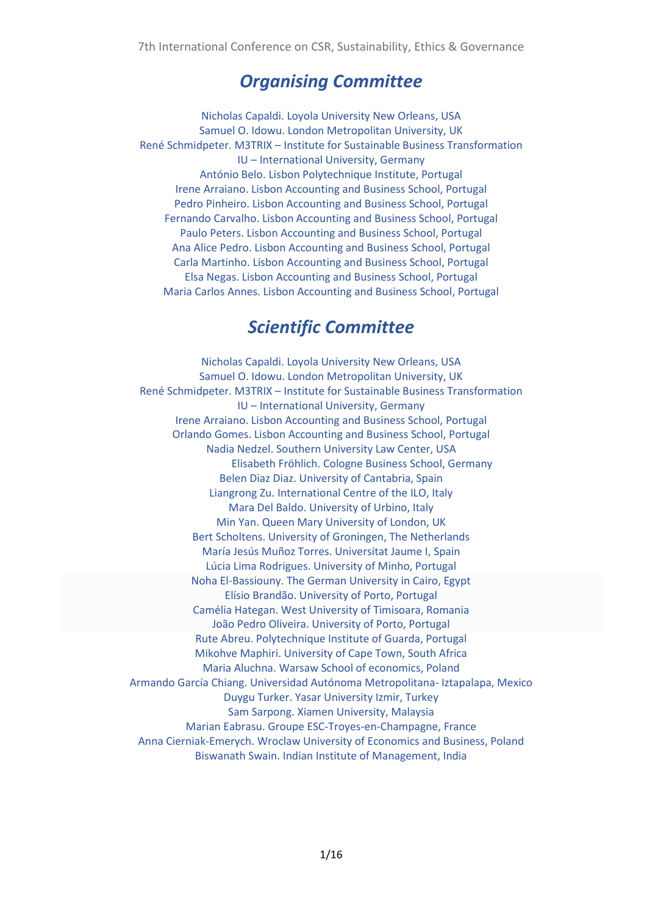## *Organising Committee*

Nicholas Capaldi. Loyola University New Orleans, USA
Samuel O. Idowu. London Metropolitan University, UK
René Schmidpeter. M3TRIX – Institute for Sustainable Business Transformation
IU – International University, Germany
António Belo. Lisbon Polytechnique Institute, Portugal
Irene Arraiano. Lisbon Accounting and Business School, Portugal
Pedro Pinheiro. Lisbon Accounting and Business School, Portugal
Fernando Carvalho. Lisbon Accounting and Business School, Portugal
Paulo Peters. Lisbon Accounting and Business School, Portugal
Ana Alice Pedro. Lisbon Accounting and Business School, Portugal
Carla Martinho. Lisbon Accounting and Business School, Portugal
Elsa Negas. Lisbon Accounting and Business School, Portugal
Maria Carlos Annes. Lisbon Accounting and Business School, Portugal

## *Scientific Committee*

Nicholas Capaldi. Loyola University New Orleans, USA
Samuel O. Idowu. London Metropolitan University, UK
René Schmidpeter. M3TRIX – Institute for Sustainable Business Transformation
IU – International University, Germany
Irene Arraiano. Lisbon Accounting and Business School, Portugal
Orlando Gomes. Lisbon Accounting and Business School, Portugal
Nadia Nedzel. Southern University Law Center, USA
Elisabeth Fröhlich. Cologne Business School, Germany
Belen Diaz Diaz. University of Cantabria, Spain
Liangrong Zu. International Centre of the ILO, Italy
Mara Del Baldo. University of Urbino, Italy
Min Yan. Queen Mary University of London, UK
Bert Scholtens. University of Groningen, The Netherlands
María Jesús Muñoz Torres. Universitat Jaume I, Spain
Lúcia Lima Rodrigues. University of Minho, Portugal
Noha El-Bassiouny. The German University in Cairo, Egypt
Elísio Brandão. University of Porto, Portugal
Camélia Hategan. West University of Timisoara, Romania
João Pedro Oliveira. University of Porto, Portugal
Rute Abreu. Polytechnique Institute of Guarda, Portugal
Mikohve Maphiri. University of Cape Town, South Africa
Maria Aluchna. Warsaw School of economics, Poland
Armando García Chiang. Universidad Autónoma Metropolitana- Iztapalapa, Mexico
Duygu Turker. Yasar University Izmir, Turkey
Sam Sarpong. Xiamen University, Malaysia
Marian Eabrasu. Groupe ESC-Troyes-en-Champagne, France
Anna Cierniak-Emerych. Wroclaw University of Economics and Business, Poland
Biswanath Swain. Indian Institute of Management, India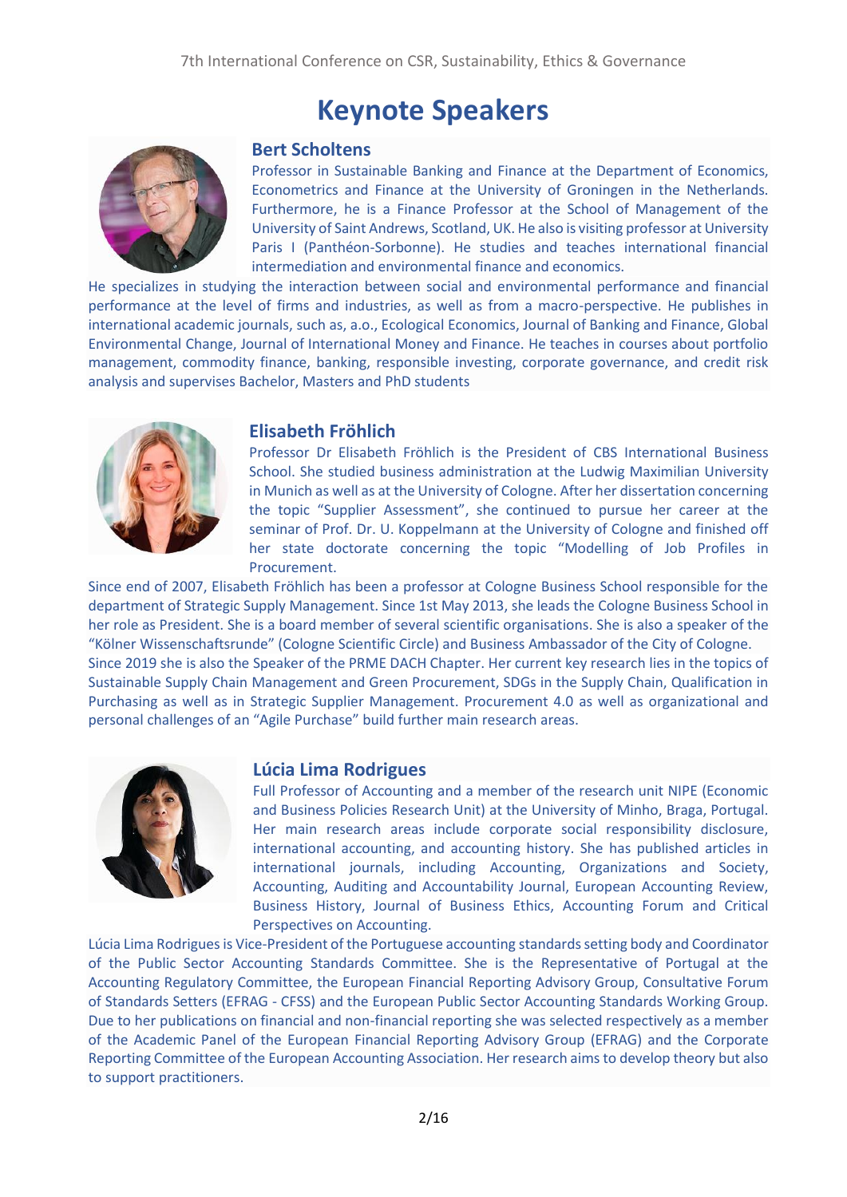# Keynote Speakers

## Bert Scholtens

Professor in Sustainable Banking and Finance at the Department of Economics, Econometrics and Finance at the University of Groningen in the Netherlands. Furthermore, he is a Finance Professor at the School of Management of the University of Saint Andrews, Scotland, UK. He also is visiting professor at University Paris I (Panthéon-Sorbonne). He studies and teaches international financial intermediation and environmental finance and economics.

He specializes in studying the interaction between social and environmental performance and financial performance at the level of firms and industries, as well as from a macro-perspective. He publishes in international academic journals, such as, a.o., Ecological Economics, Journal of Banking and Finance, Global Environmental Change, Journal of International Money and Finance. He teaches in courses about portfolio management, commodity finance, banking, responsible investing, corporate governance, and credit risk analysis and supervises Bachelor, Masters and PhD students

## Elisabeth Fröhlich

Professor Dr Elisabeth Fröhlich is the President of CBS International Business School. She studied business administration at the Ludwig Maximilian University in Munich as well as at the University of Cologne. After her dissertation concerning the topic "Supplier Assessment", she continued to pursue her career at the seminar of Prof. Dr. U. Koppelmann at the University of Cologne and finished off her state doctorate concerning the topic "Modelling of Job Profiles in Procurement.

Since end of 2007, Elisabeth Fröhlich has been a professor at Cologne Business School responsible for the department of Strategic Supply Management. Since 1st May 2013, she leads the Cologne Business School in her role as President. She is a board member of several scientific organisations. She is also a speaker of the "Kölner Wissenschaftsrunde" (Cologne Scientific Circle) and Business Ambassador of the City of Cologne.

Since 2019 she is also the Speaker of the PRME DACH Chapter. Her current key research lies in the topics of Sustainable Supply Chain Management and Green Procurement, SDGs in the Supply Chain, Qualification in Purchasing as well as in Strategic Supplier Management. Procurement 4.0 as well as organizational and personal challenges of an "Agile Purchase" build further main research areas.

## Lúcia Lima Rodrigues

Full Professor of Accounting and a member of the research unit NIPE (Economic and Business Policies Research Unit) at the University of Minho, Braga, Portugal. Her main research areas include corporate social responsibility disclosure, international accounting, and accounting history. She has published articles in international journals, including Accounting, Organizations and Society, Accounting, Auditing and Accountability Journal, European Accounting Review, Business History, Journal of Business Ethics, Accounting Forum and Critical Perspectives on Accounting.

Lúcia Lima Rodrigues is Vice-President of the Portuguese accounting standards setting body and Coordinator of the Public Sector Accounting Standards Committee. She is the Representative of Portugal at the Accounting Regulatory Committee, the European Financial Reporting Advisory Group, Consultative Forum of Standards Setters (EFRAG - CFSS) and the European Public Sector Accounting Standards Working Group. Due to her publications on financial and non-financial reporting she was selected respectively as a member of the Academic Panel of the European Financial Reporting Advisory Group (EFRAG) and the Corporate Reporting Committee of the European Accounting Association. Her research aims to develop theory but also to support practitioners.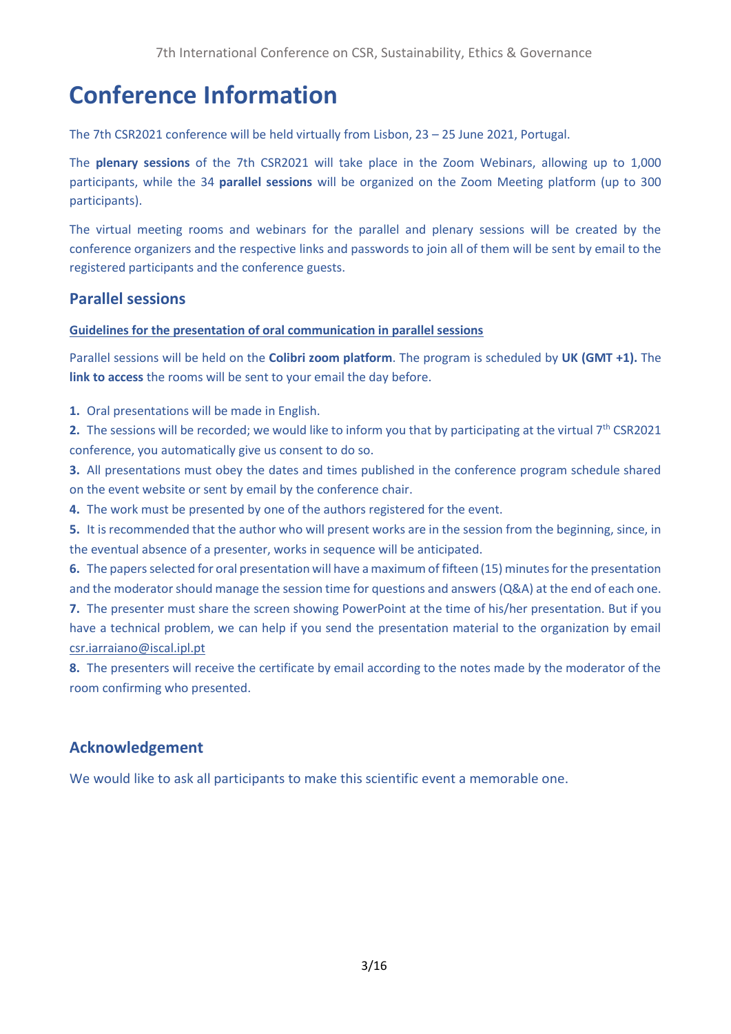# Conference Information

The 7th CSR2021 conference will be held virtually from Lisbon, 23 – 25 June 2021, Portugal.

The **plenary sessions** of the 7th CSR2021 will take place in the Zoom Webinars, allowing up to 1,000 participants, while the 34 **parallel sessions** will be organized on the Zoom Meeting platform (up to 300 participants).

The virtual meeting rooms and webinars for the parallel and plenary sessions will be created by the conference organizers and the respective links and passwords to join all of them will be sent by email to the registered participants and the conference guests.

## Parallel sessions

**Guidelines for the presentation of oral communication in parallel sessions**

Parallel sessions will be held on the **Colibri zoom platform**. The program is scheduled by **UK (GMT +1).** The **link to access** the rooms will be sent to your email the day before.

**1.** Oral presentations will be made in English.

**2.** The sessions will be recorded; we would like to inform you that by participating at the virtual 7th CSR2021 conference, you automatically give us consent to do so.

**3.** All presentations must obey the dates and times published in the conference program schedule shared on the event website or sent by email by the conference chair.

**4.** The work must be presented by one of the authors registered for the event.

**5.** It is recommended that the author who will present works are in the session from the beginning, since, in the eventual absence of a presenter, works in sequence will be anticipated.

**6.** The papers selected for oral presentation will have a maximum of fifteen (15) minutes for the presentation and the moderator should manage the session time for questions and answers (Q&A) at the end of each one.

**7.** The presenter must share the screen showing PowerPoint at the time of his/her presentation. But if you have a technical problem, we can help if you send the presentation material to the organization by email csr.iarraiano@iscal.ipl.pt

**8.** The presenters will receive the certificate by email according to the notes made by the moderator of the room confirming who presented.

## Acknowledgement

We would like to ask all participants to make this scientific event a memorable one.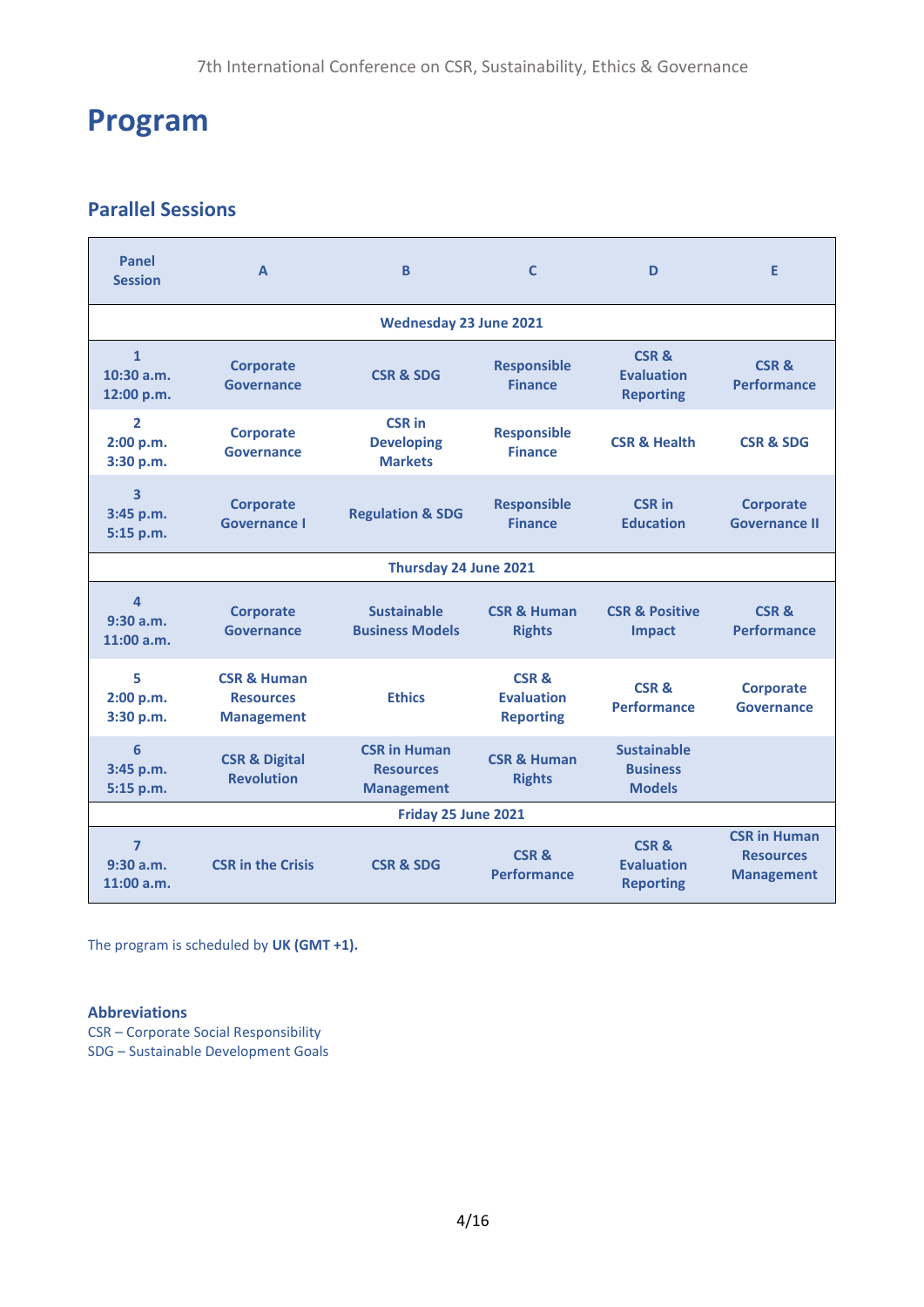# Program

## Parallel Sessions

| Panel Session | A | B | C | D | E |
|---|---|---|---|---|---|
| **Wednesday 23 June 2021** | | | | | |
| 1 10:30 a.m. 12:00 p.m. | Corporate Governance | CSR & SDG | Responsible Finance | CSR & Evaluation Reporting | CSR & Performance |
| 2 2:00 p.m. 3:30 p.m. | Corporate Governance | CSR in Developing Markets | Responsible Finance | CSR & Health | CSR & SDG |
| 3 3:45 p.m. 5:15 p.m. | Corporate Governance I | Regulation & SDG | Responsible Finance | CSR in Education | Corporate Governance II |
| **Thursday 24 June 2021** | | | | | |
| 4 9:30 a.m. 11:00 a.m. | Corporate Governance | Sustainable Business Models | CSR & Human Rights | CSR & Positive Impact | CSR & Performance |
| 5 2:00 p.m. 3:30 p.m. | CSR & Human Resources Management | Ethics | CSR & Evaluation Reporting | CSR & Performance | Corporate Governance |
| 6 3:45 p.m. 5:15 p.m. | CSR & Digital Revolution | CSR in Human Resources Management | CSR & Human Rights | Sustainable Business Models | |
| **Friday 25 June 2021** | | | | | |
| 7 9:30 a.m. 11:00 a.m. | CSR in the Crisis | CSR & SDG | CSR & Performance | CSR & Evaluation Reporting | CSR in Human Resources Management |

The program is scheduled by **UK (GMT +1).**

### Abbreviations

CSR – Corporate Social Responsibility
SDG – Sustainable Development Goals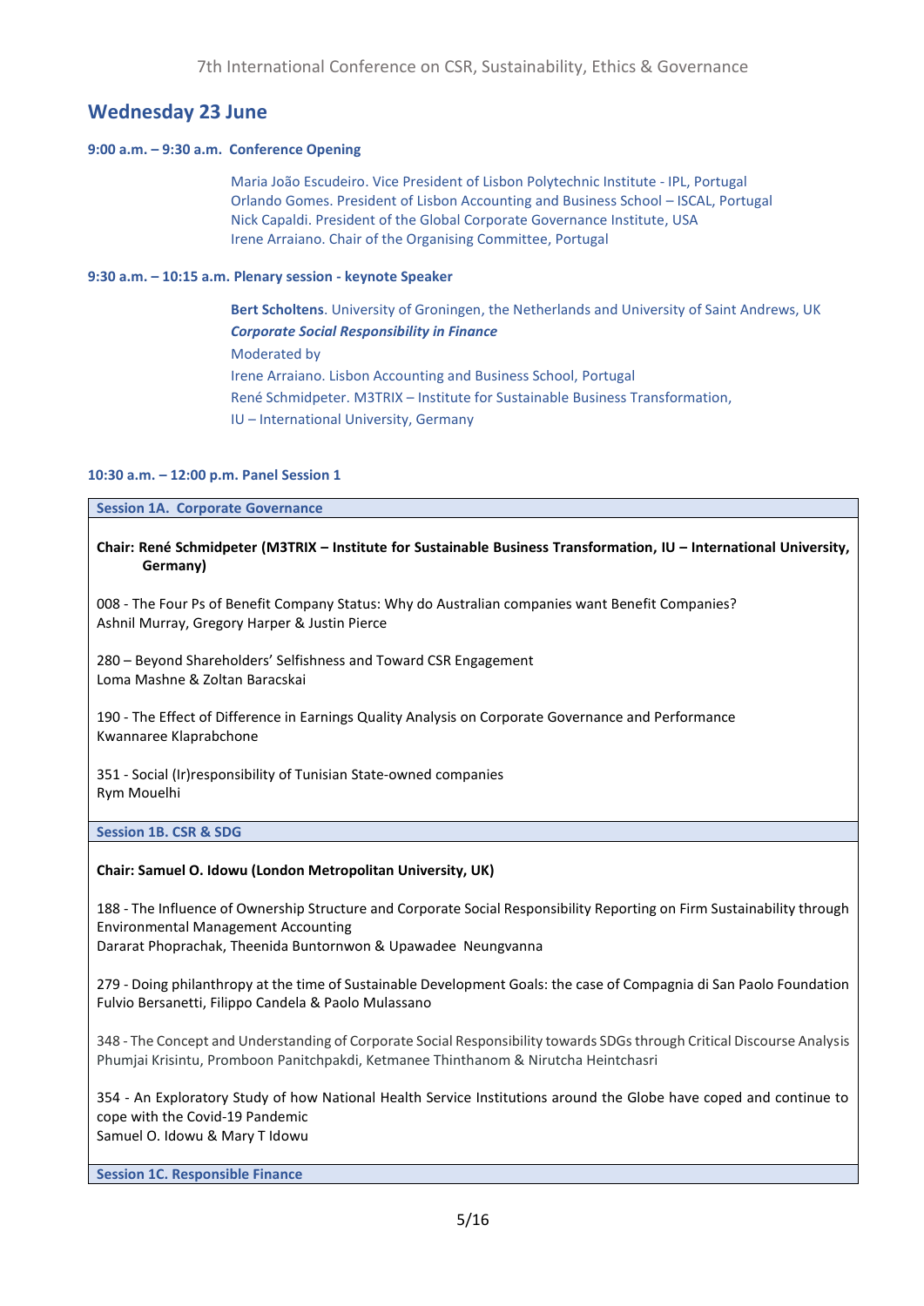## Wednesday 23 June

**9:00 a.m. – 9:30 a.m. Conference Opening**

Maria João Escudeiro. Vice President of Lisbon Polytechnic Institute - IPL, Portugal
Orlando Gomes. President of Lisbon Accounting and Business School – ISCAL, Portugal
Nick Capaldi. President of the Global Corporate Governance Institute, USA
Irene Arraiano. Chair of the Organising Committee, Portugal

**9:30 a.m. – 10:15 a.m. Plenary session - keynote Speaker**

**Bert Scholtens**. University of Groningen, the Netherlands and University of Saint Andrews, UK
***Corporate Social Responsibility in Finance***
Moderated by
Irene Arraiano. Lisbon Accounting and Business School, Portugal
René Schmidpeter. M3TRIX – Institute for Sustainable Business Transformation,
IU – International University, Germany

**10:30 a.m. – 12:00 p.m. Panel Session 1**

### Session 1A. Corporate Governance

**Chair: René Schmidpeter (M3TRIX – Institute for Sustainable Business Transformation, IU – International University, Germany)**

008 - The Four Ps of Benefit Company Status: Why do Australian companies want Benefit Companies?
Ashnil Murray, Gregory Harper & Justin Pierce

280 – Beyond Shareholders' Selfishness and Toward CSR Engagement
Loma Mashne & Zoltan Baracskai

190 - The Effect of Difference in Earnings Quality Analysis on Corporate Governance and Performance
Kwannaree Klaprabchone

351 - Social (Ir)responsibility of Tunisian State-owned companies
Rym Mouelhi

### Session 1B. CSR & SDG

**Chair: Samuel O. Idowu (London Metropolitan University, UK)**

188 - The Influence of Ownership Structure and Corporate Social Responsibility Reporting on Firm Sustainability through Environmental Management Accounting
Dararat Phoprachak, Theenida Buntornwon & Upawadee Neungvanna

279 - Doing philanthropy at the time of Sustainable Development Goals: the case of Compagnia di San Paolo Foundation
Fulvio Bersanetti, Filippo Candela & Paolo Mulassano

348 - The Concept and Understanding of Corporate Social Responsibility towards SDGs through Critical Discourse Analysis
Phumjai Krisintu, Promboon Panitchpakdi, Ketmanee Thinthanom & Nirutcha Heintchasri

354 - An Exploratory Study of how National Health Service Institutions around the Globe have coped and continue to cope with the Covid-19 Pandemic
Samuel O. Idowu & Mary T Idowu

### Session 1C. Responsible Finance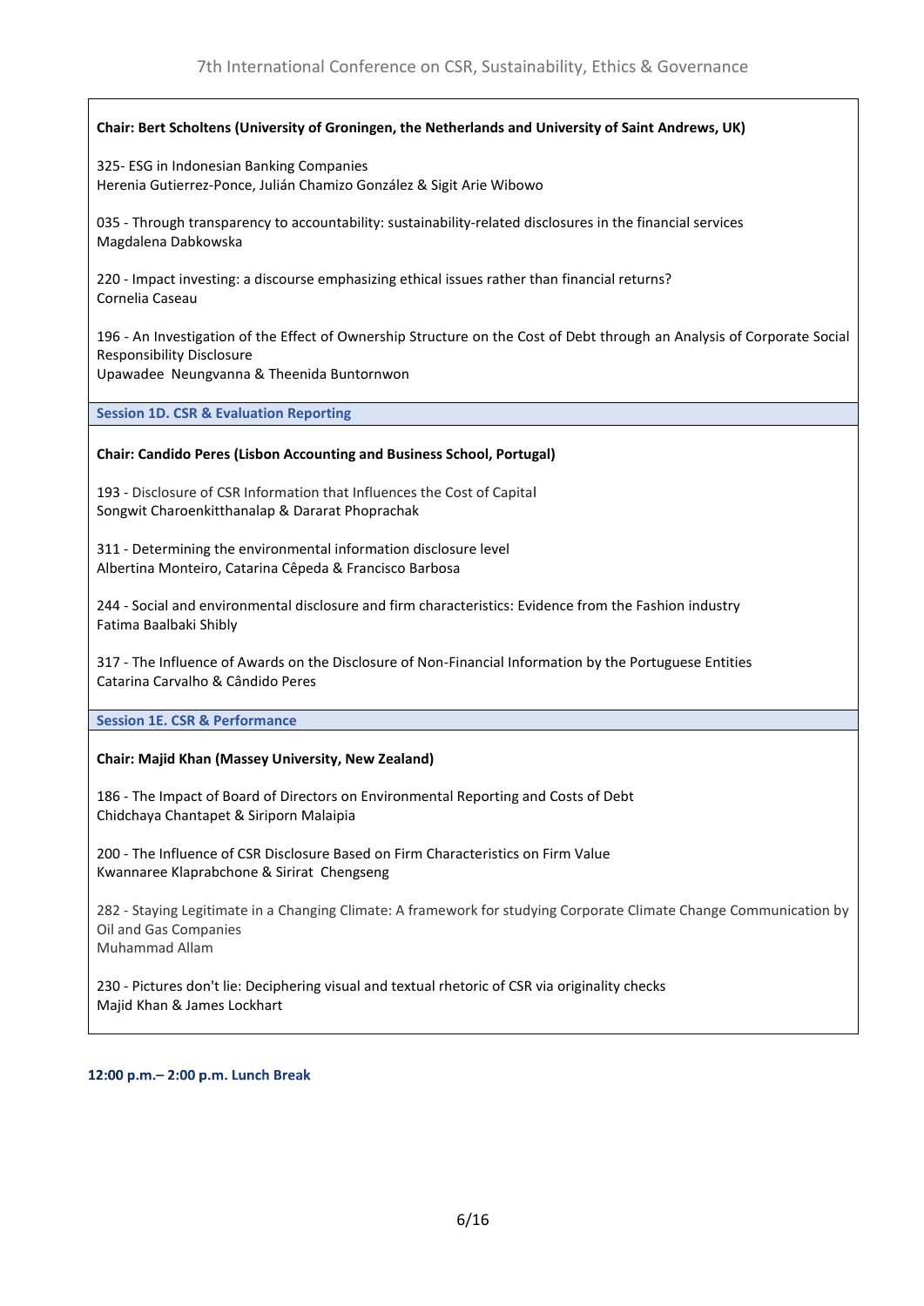**Chair: Bert Scholtens (University of Groningen, the Netherlands and University of Saint Andrews, UK)**

325- ESG in Indonesian Banking Companies
Herenia Gutierrez-Ponce, Julián Chamizo González & Sigit Arie Wibowo

035 - Through transparency to accountability: sustainability-related disclosures in the financial services
Magdalena Dabkowska

220 - Impact investing: a discourse emphasizing ethical issues rather than financial returns?
Cornelia Caseau

196 - An Investigation of the Effect of Ownership Structure on the Cost of Debt through an Analysis of Corporate Social Responsibility Disclosure
Upawadee Neungvanna & Theenida Buntornwon

### Session 1D. CSR & Evaluation Reporting

**Chair: Candido Peres (Lisbon Accounting and Business School, Portugal)**

193 - Disclosure of CSR Information that Influences the Cost of Capital
Songwit Charoenkitthanalap & Dararat Phoprachak

311 - Determining the environmental information disclosure level
Albertina Monteiro, Catarina Cêpeda & Francisco Barbosa

244 - Social and environmental disclosure and firm characteristics: Evidence from the Fashion industry
Fatima Baalbaki Shibly

317 - The Influence of Awards on the Disclosure of Non-Financial Information by the Portuguese Entities
Catarina Carvalho & Cândido Peres

### Session 1E. CSR & Performance

**Chair: Majid Khan (Massey University, New Zealand)**

186 - The Impact of Board of Directors on Environmental Reporting and Costs of Debt
Chidchaya Chantapet & Siriporn Malaipia

200 - The Influence of CSR Disclosure Based on Firm Characteristics on Firm Value
Kwannaree Klaprabchone & Sirirat Chengseng

282 - Staying Legitimate in a Changing Climate: A framework for studying Corporate Climate Change Communication by Oil and Gas Companies
Muhammad Allam

230 - Pictures don't lie: Deciphering visual and textual rhetoric of CSR via originality checks
Majid Khan & James Lockhart

**12:00 p.m.– 2:00 p.m. Lunch Break**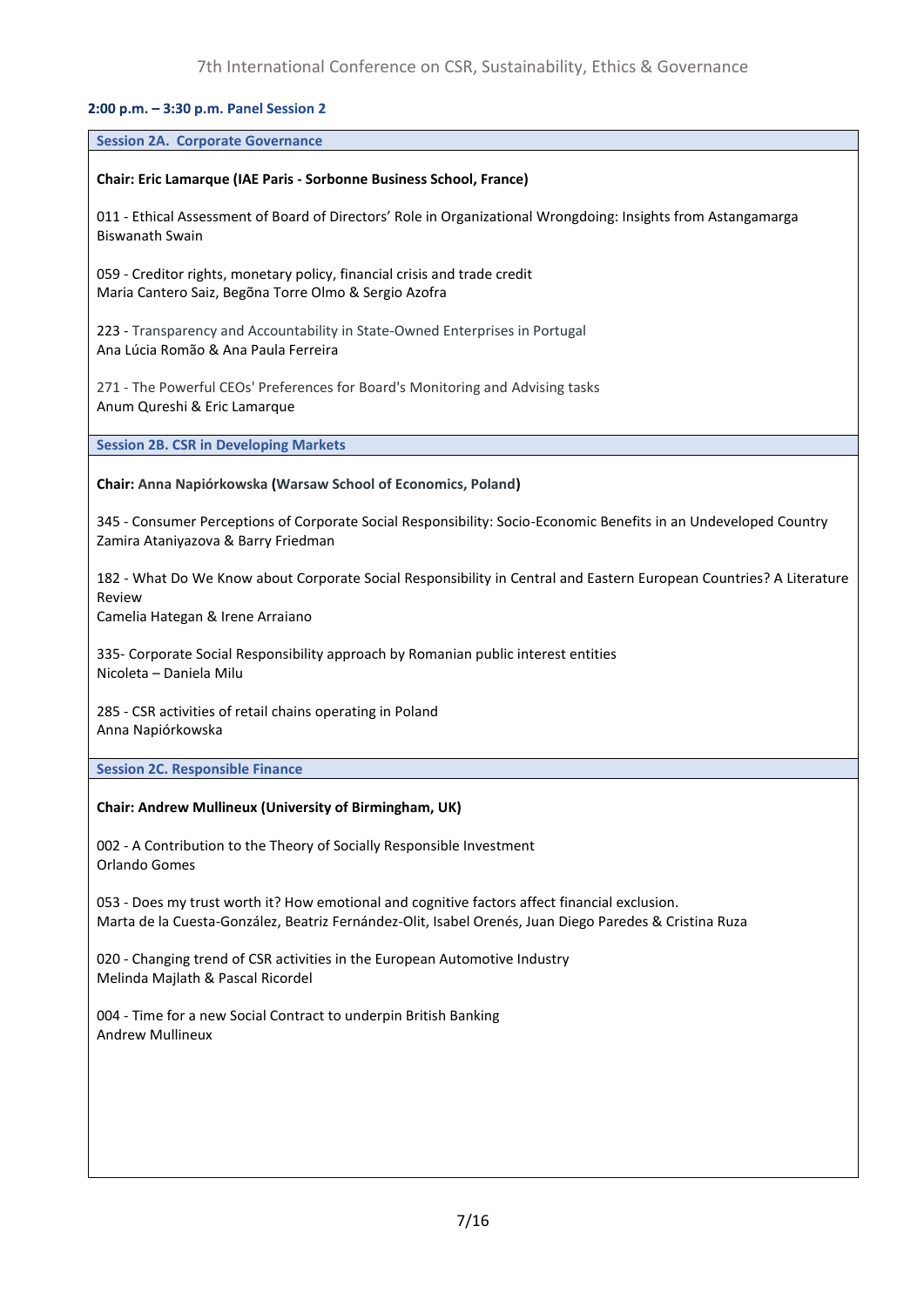**2:00 p.m. – 3:30 p.m. Panel Session 2**

**Session 2A. Corporate Governance**

**Chair: Eric Lamarque (IAE Paris - Sorbonne Business School, France)**

011 - Ethical Assessment of Board of Directors' Role in Organizational Wrongdoing: Insights from Astangamarga
Biswanath Swain

059 - Creditor rights, monetary policy, financial crisis and trade credit
Maria Cantero Saiz, Begõna Torre Olmo & Sergio Azofra

223 - Transparency and Accountability in State-Owned Enterprises in Portugal
Ana Lúcia Romão & Ana Paula Ferreira

271 - The Powerful CEOs' Preferences for Board's Monitoring and Advising tasks
Anum Qureshi & Eric Lamarque

**Session 2B. CSR in Developing Markets**

**Chair: Anna Napiórkowska (Warsaw School of Economics, Poland)**

345 - Consumer Perceptions of Corporate Social Responsibility: Socio-Economic Benefits in an Undeveloped Country
Zamira Ataniyazova & Barry Friedman

182 - What Do We Know about Corporate Social Responsibility in Central and Eastern European Countries? A Literature Review
Camelia Hategan & Irene Arraiano

335- Corporate Social Responsibility approach by Romanian public interest entities
Nicoleta – Daniela Milu

285 - CSR activities of retail chains operating in Poland
Anna Napiórkowska

**Session 2C. Responsible Finance**

**Chair: Andrew Mullineux (University of Birmingham, UK)**

002 - A Contribution to the Theory of Socially Responsible Investment
Orlando Gomes

053 - Does my trust worth it? How emotional and cognitive factors affect financial exclusion.
Marta de la Cuesta-González, Beatriz Fernández-Olit, Isabel Orenés, Juan Diego Paredes & Cristina Ruza

020 - Changing trend of CSR activities in the European Automotive Industry
Melinda Majlath & Pascal Ricordel

004 - Time for a new Social Contract to underpin British Banking
Andrew Mullineux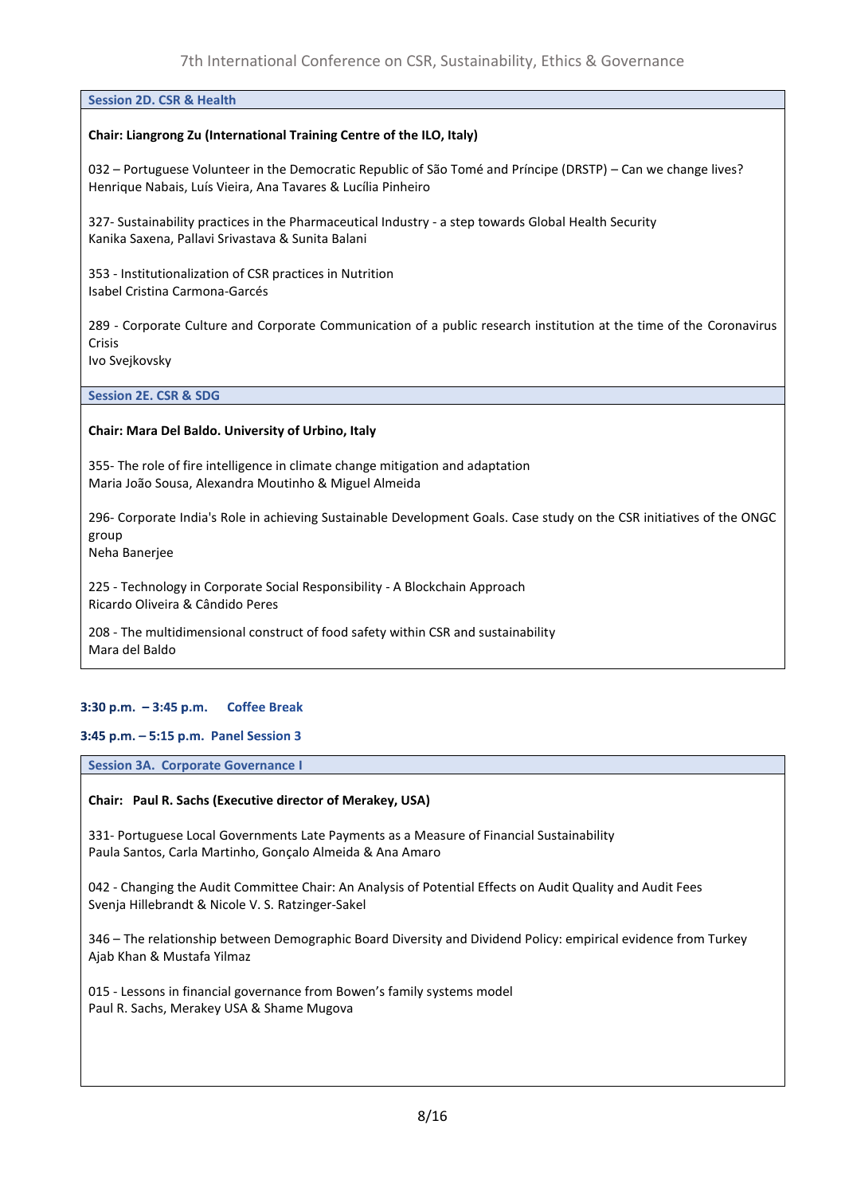### Session 2D. CSR & Health

**Chair: Liangrong Zu (International Training Centre of the ILO, Italy)**

032 – Portuguese Volunteer in the Democratic Republic of São Tomé and Príncipe (DRSTP) – Can we change lives?
Henrique Nabais, Luís Vieira, Ana Tavares & Lucília Pinheiro

327- Sustainability practices in the Pharmaceutical Industry - a step towards Global Health Security
Kanika Saxena, Pallavi Srivastava & Sunita Balani

353 - Institutionalization of CSR practices in Nutrition
Isabel Cristina Carmona-Garcés

289 - Corporate Culture and Corporate Communication of a public research institution at the time of the Coronavirus Crisis
Ivo Svejkovsky

### Session 2E. CSR & SDG

**Chair: Mara Del Baldo. University of Urbino, Italy**

355- The role of fire intelligence in climate change mitigation and adaptation
Maria João Sousa, Alexandra Moutinho & Miguel Almeida

296- Corporate India's Role in achieving Sustainable Development Goals. Case study on the CSR initiatives of the ONGC group
Neha Banerjee

225 - Technology in Corporate Social Responsibility - A Blockchain Approach
Ricardo Oliveira & Cândido Peres

208 - The multidimensional construct of food safety within CSR and sustainability
Mara del Baldo

**3:30 p.m. – 3:45 p.m. Coffee Break**

**3:45 p.m. – 5:15 p.m. Panel Session 3**

### Session 3A. Corporate Governance I

**Chair: Paul R. Sachs (Executive director of Merakey, USA)**

331- Portuguese Local Governments Late Payments as a Measure of Financial Sustainability
Paula Santos, Carla Martinho, Gonçalo Almeida & Ana Amaro

042 - Changing the Audit Committee Chair: An Analysis of Potential Effects on Audit Quality and Audit Fees
Svenja Hillebrandt & Nicole V. S. Ratzinger-Sakel

346 – The relationship between Demographic Board Diversity and Dividend Policy: empirical evidence from Turkey
Ajab Khan & Mustafa Yilmaz

015 - Lessons in financial governance from Bowen's family systems model
Paul R. Sachs, Merakey USA & Shame Mugova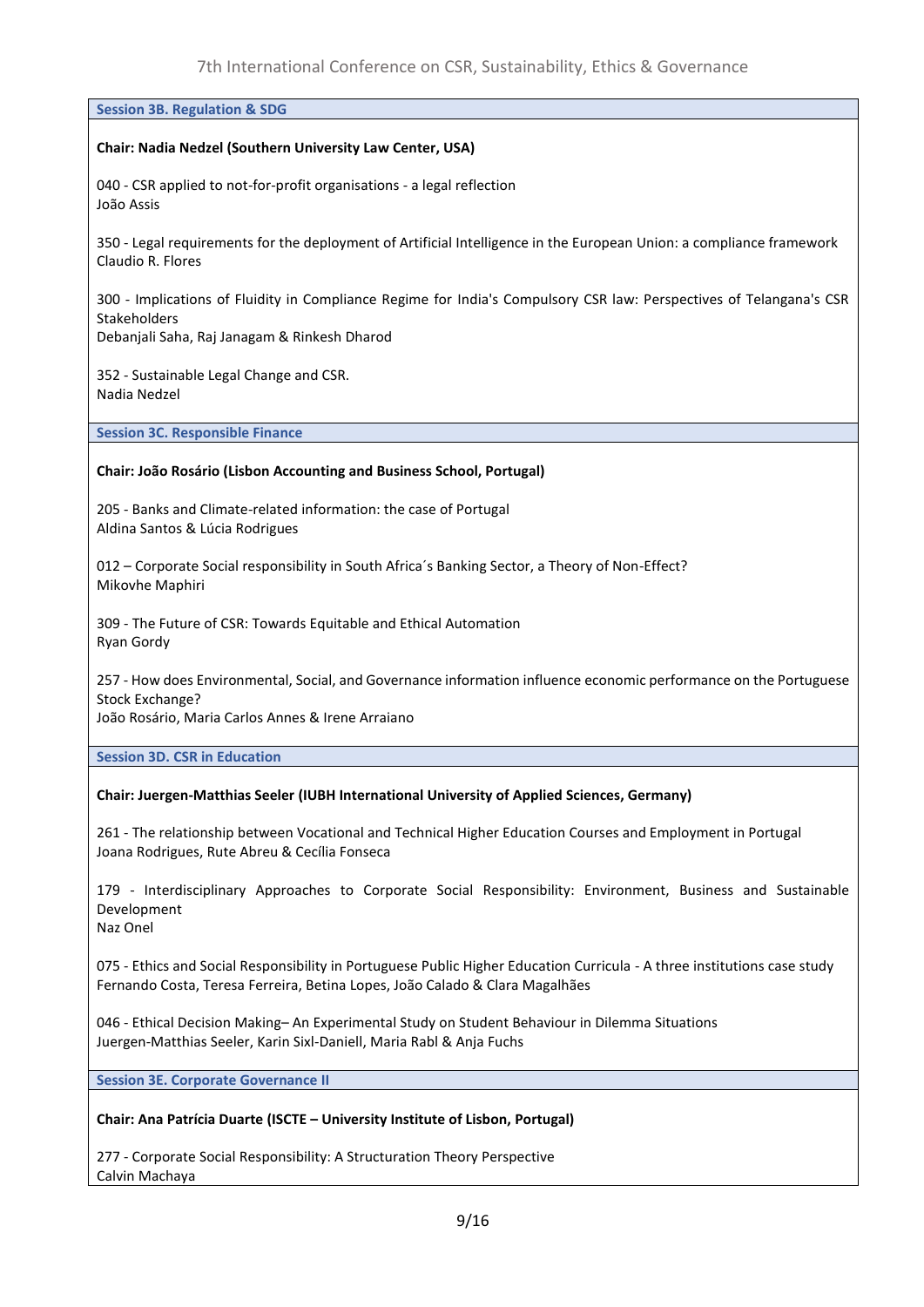### Session 3B. Regulation & SDG

**Chair: Nadia Nedzel (Southern University Law Center, USA)**

040 - CSR applied to not-for-profit organisations - a legal reflection
João Assis

350 - Legal requirements for the deployment of Artificial Intelligence in the European Union: a compliance framework
Claudio R. Flores

300 - Implications of Fluidity in Compliance Regime for India's Compulsory CSR law: Perspectives of Telangana's CSR Stakeholders
Debanjali Saha, Raj Janagam & Rinkesh Dharod

352 - Sustainable Legal Change and CSR.
Nadia Nedzel

### Session 3C. Responsible Finance

**Chair: João Rosário (Lisbon Accounting and Business School, Portugal)**

205 - Banks and Climate-related information: the case of Portugal
Aldina Santos & Lúcia Rodrigues

012 – Corporate Social responsibility in South Africa´s Banking Sector, a Theory of Non-Effect?
Mikovhe Maphiri

309 - The Future of CSR: Towards Equitable and Ethical Automation
Ryan Gordy

257 - How does Environmental, Social, and Governance information influence economic performance on the Portuguese Stock Exchange?
João Rosário, Maria Carlos Annes & Irene Arraiano

### Session 3D. CSR in Education

**Chair: Juergen-Matthias Seeler (IUBH International University of Applied Sciences, Germany)**

261 - The relationship between Vocational and Technical Higher Education Courses and Employment in Portugal
Joana Rodrigues, Rute Abreu & Cecília Fonseca

179 - Interdisciplinary Approaches to Corporate Social Responsibility: Environment, Business and Sustainable Development
Naz Onel

075 - Ethics and Social Responsibility in Portuguese Public Higher Education Curricula - A three institutions case study
Fernando Costa, Teresa Ferreira, Betina Lopes, João Calado & Clara Magalhães

046 - Ethical Decision Making– An Experimental Study on Student Behaviour in Dilemma Situations
Juergen-Matthias Seeler, Karin Sixl-Daniell, Maria Rabl & Anja Fuchs

### Session 3E. Corporate Governance II

**Chair: Ana Patrícia Duarte (ISCTE – University Institute of Lisbon, Portugal)**

277 - Corporate Social Responsibility: A Structuration Theory Perspective
Calvin Machaya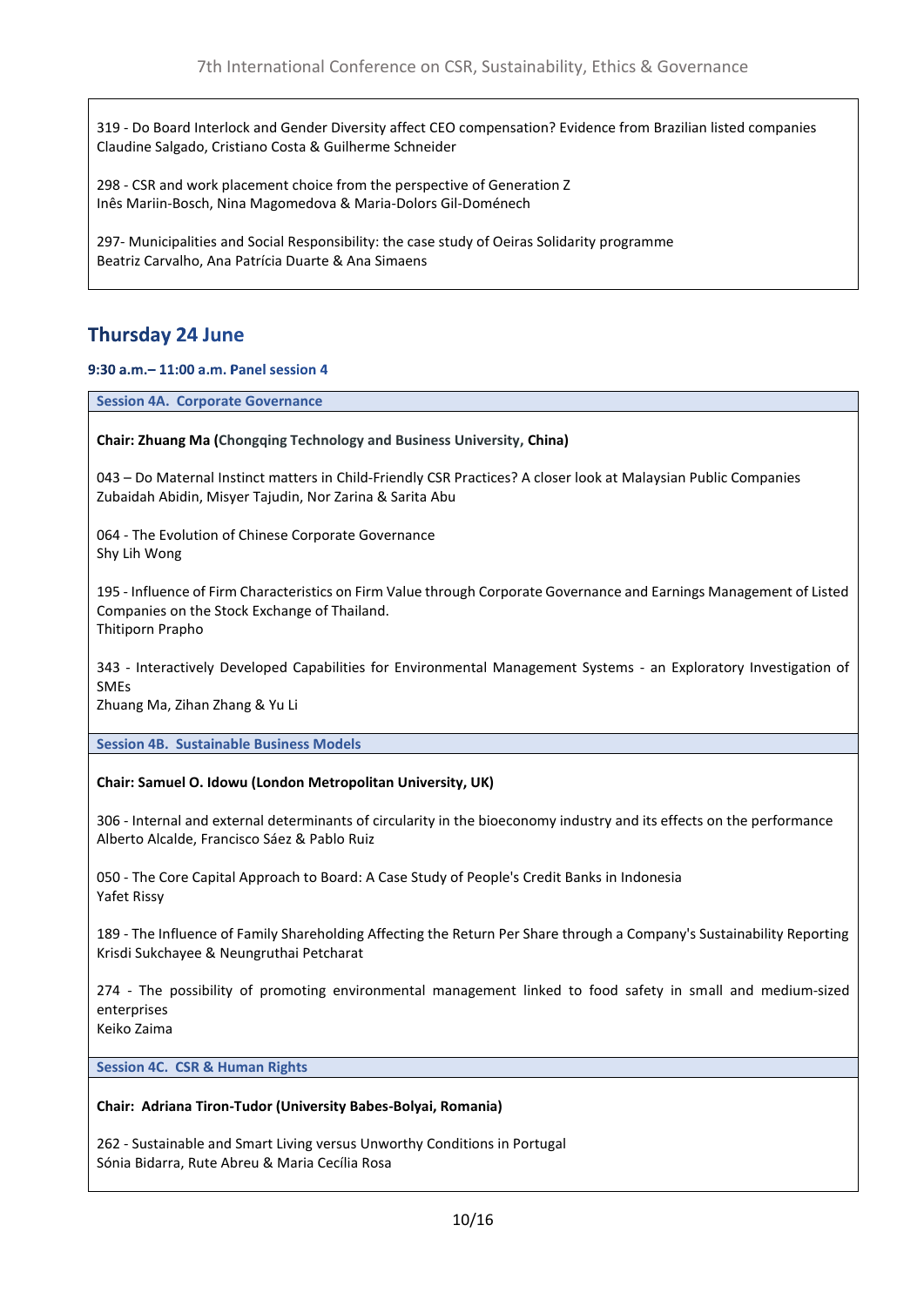319 - Do Board Interlock and Gender Diversity affect CEO compensation? Evidence from Brazilian listed companies
Claudine Salgado, Cristiano Costa & Guilherme Schneider

298 - CSR and work placement choice from the perspective of Generation Z
Inês Mariin-Bosch, Nina Magomedova & Maria-Dolors Gil-Doménech

297- Municipalities and Social Responsibility: the case study of Oeiras Solidarity programme
Beatriz Carvalho, Ana Patrícia Duarte & Ana Simaens

## Thursday 24 June

### 9:30 a.m.– 11:00 a.m. Panel session 4

#### Session 4A. Corporate Governance

**Chair: Zhuang Ma (Chongqing Technology and Business University, China)**

043 – Do Maternal Instinct matters in Child-Friendly CSR Practices? A closer look at Malaysian Public Companies
Zubaidah Abidin, Misyer Tajudin, Nor Zarina & Sarita Abu

064 - The Evolution of Chinese Corporate Governance
Shy Lih Wong

195 - Influence of Firm Characteristics on Firm Value through Corporate Governance and Earnings Management of Listed Companies on the Stock Exchange of Thailand.
Thitiporn Prapho

343 - Interactively Developed Capabilities for Environmental Management Systems - an Exploratory Investigation of SMEs
Zhuang Ma, Zihan Zhang & Yu Li

#### Session 4B. Sustainable Business Models

**Chair: Samuel O. Idowu (London Metropolitan University, UK)**

306 - Internal and external determinants of circularity in the bioeconomy industry and its effects on the performance
Alberto Alcalde, Francisco Sáez & Pablo Ruiz

050 - The Core Capital Approach to Board: A Case Study of People's Credit Banks in Indonesia
Yafet Rissy

189 - The Influence of Family Shareholding Affecting the Return Per Share through a Company's Sustainability Reporting
Krisdi Sukchayee & Neungruthai Petcharat

274 - The possibility of promoting environmental management linked to food safety in small and medium-sized enterprises
Keiko Zaima

#### Session 4C. CSR & Human Rights

**Chair: Adriana Tiron-Tudor (University Babes-Bolyai, Romania)**

262 - Sustainable and Smart Living versus Unworthy Conditions in Portugal
Sónia Bidarra, Rute Abreu & Maria Cecília Rosa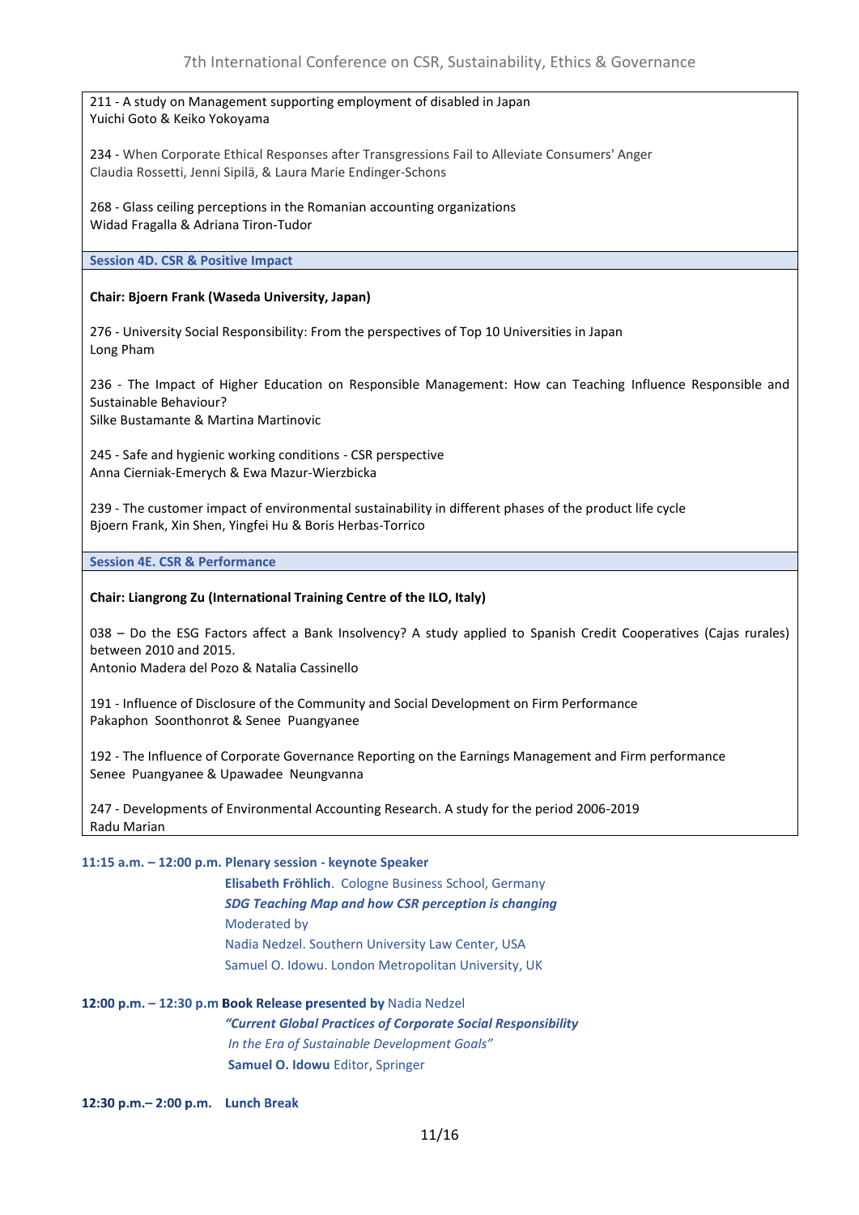211 - A study on Management supporting employment of disabled in Japan
Yuichi Goto & Keiko Yokoyama

234 - When Corporate Ethical Responses after Transgressions Fail to Alleviate Consumers' Anger
Claudia Rossetti, Jenni Sipilä, & Laura Marie Endinger-Schons

268 - Glass ceiling perceptions in the Romanian accounting organizations
Widad Fragalla & Adriana Tiron-Tudor

### Session 4D. CSR & Positive Impact

**Chair: Bjoern Frank (Waseda University, Japan)**

276 - University Social Responsibility: From the perspectives of Top 10 Universities in Japan
Long Pham

236 - The Impact of Higher Education on Responsible Management: How can Teaching Influence Responsible and Sustainable Behaviour?
Silke Bustamante & Martina Martinovic

245 - Safe and hygienic working conditions - CSR perspective
Anna Cierniak-Emerych & Ewa Mazur-Wierzbicka

239 - The customer impact of environmental sustainability in different phases of the product life cycle
Bjoern Frank, Xin Shen, Yingfei Hu & Boris Herbas-Torrico

### Session 4E. CSR & Performance

**Chair: Liangrong Zu (International Training Centre of the ILO, Italy)**

038 – Do the ESG Factors affect a Bank Insolvency? A study applied to Spanish Credit Cooperatives (Cajas rurales) between 2010 and 2015.
Antonio Madera del Pozo & Natalia Cassinello

191 - Influence of Disclosure of the Community and Social Development on Firm Performance
Pakaphon Soonthonrot & Senee Puangyanee

192 - The Influence of Corporate Governance Reporting on the Earnings Management and Firm performance
Senee Puangyanee & Upawadee Neungvanna

247 - Developments of Environmental Accounting Research. A study for the period 2006-2019
Radu Marian

**11:15 a.m. – 12:00 p.m. Plenary session - keynote Speaker**

**Elisabeth Fröhlich**. Cologne Business School, Germany
***SDG Teaching Map and how CSR perception is changing***
Moderated by
Nadia Nedzel. Southern University Law Center, USA
Samuel O. Idowu. London Metropolitan University, UK

**12:00 p.m. – 12:30 p.m Book Release presented by** Nadia Nedzel
***"Current Global Practices of Corporate Social Responsibility***
*In the Era of Sustainable Development Goals"*
**Samuel O. Idowu** Editor, Springer

**12:30 p.m.– 2:00 p.m. Lunch Break**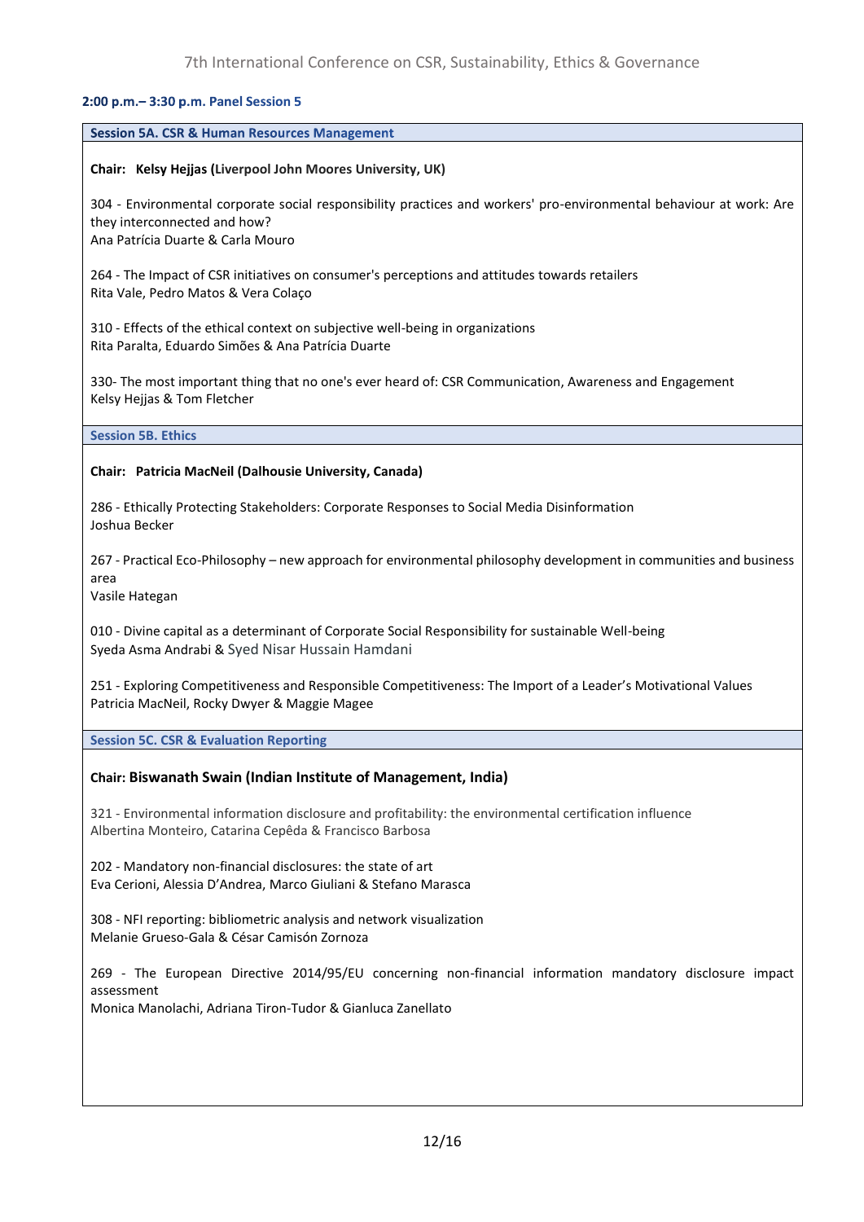### 2:00 p.m.– 3:30 p.m. Panel Session 5

#### Session 5A. CSR & Human Resources Management

**Chair: Kelsy Hejjas (Liverpool John Moores University, UK)**

304 - Environmental corporate social responsibility practices and workers' pro-environmental behaviour at work: Are they interconnected and how?
Ana Patrícia Duarte & Carla Mouro

264 - The Impact of CSR initiatives on consumer's perceptions and attitudes towards retailers
Rita Vale, Pedro Matos & Vera Colaço

310 - Effects of the ethical context on subjective well-being in organizations
Rita Paralta, Eduardo Simões & Ana Patrícia Duarte

330- The most important thing that no one's ever heard of: CSR Communication, Awareness and Engagement
Kelsy Hejjas & Tom Fletcher

#### Session 5B. Ethics

**Chair: Patricia MacNeil (Dalhousie University, Canada)**

286 - Ethically Protecting Stakeholders: Corporate Responses to Social Media Disinformation
Joshua Becker

267 - Practical Eco-Philosophy – new approach for environmental philosophy development in communities and business area
Vasile Hategan

010 - Divine capital as a determinant of Corporate Social Responsibility for sustainable Well-being
Syeda Asma Andrabi & Syed Nisar Hussain Hamdani

251 - Exploring Competitiveness and Responsible Competitiveness: The Import of a Leader's Motivational Values
Patricia MacNeil, Rocky Dwyer & Maggie Magee

#### Session 5C. CSR & Evaluation Reporting

**Chair: Biswanath Swain (Indian Institute of Management, India)**

321 - Environmental information disclosure and profitability: the environmental certification influence
Albertina Monteiro, Catarina Cepêda & Francisco Barbosa

202 - Mandatory non-financial disclosures: the state of art
Eva Cerioni, Alessia D'Andrea, Marco Giuliani & Stefano Marasca

308 - NFI reporting: bibliometric analysis and network visualization
Melanie Grueso-Gala & César Camisón Zornoza

269 - The European Directive 2014/95/EU concerning non-financial information mandatory disclosure impact assessment
Monica Manolachi, Adriana Tiron-Tudor & Gianluca Zanellato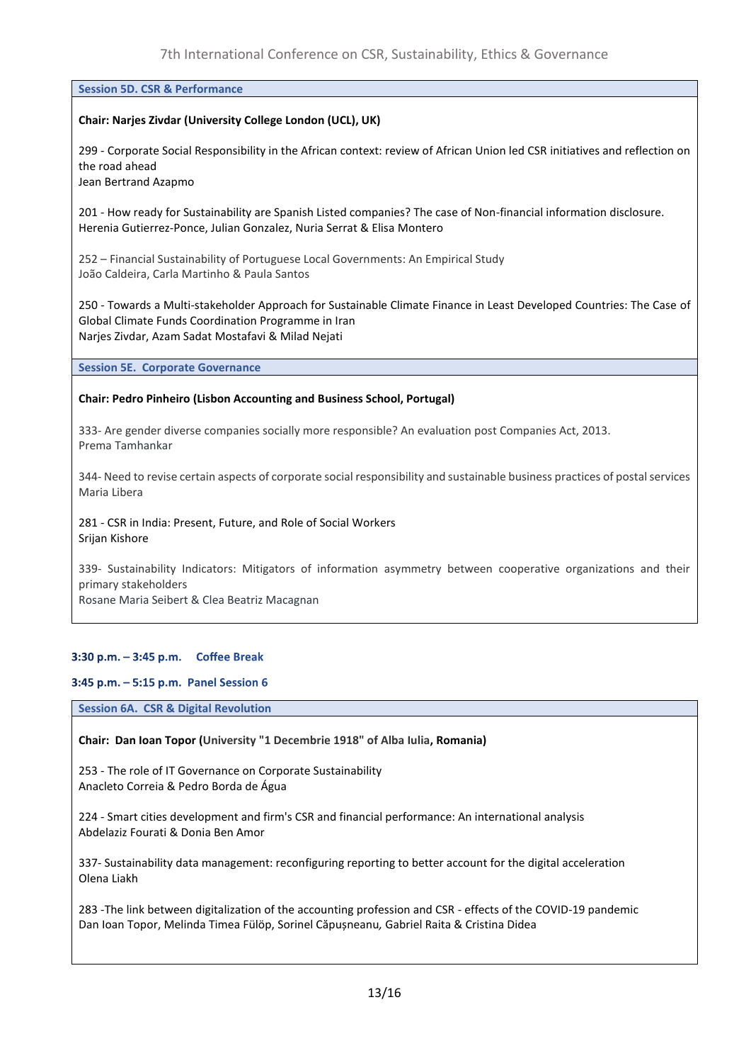### Session 5D. CSR & Performance

**Chair: Narjes Zivdar (University College London (UCL), UK)**

299 - Corporate Social Responsibility in the African context: review of African Union led CSR initiatives and reflection on the road ahead
Jean Bertrand Azapmo

201 - How ready for Sustainability are Spanish Listed companies? The case of Non-financial information disclosure.
Herenia Gutierrez-Ponce, Julian Gonzalez, Nuria Serrat & Elisa Montero

252 – Financial Sustainability of Portuguese Local Governments: An Empirical Study
João Caldeira, Carla Martinho & Paula Santos

250 - Towards a Multi-stakeholder Approach for Sustainable Climate Finance in Least Developed Countries: The Case of Global Climate Funds Coordination Programme in Iran
Narjes Zivdar, Azam Sadat Mostafavi & Milad Nejati

### Session 5E. Corporate Governance

**Chair: Pedro Pinheiro (Lisbon Accounting and Business School, Portugal)**

333- Are gender diverse companies socially more responsible? An evaluation post Companies Act, 2013.
Prema Tamhankar

344- Need to revise certain aspects of corporate social responsibility and sustainable business practices of postal services
Maria Libera

281 - CSR in India: Present, Future, and Role of Social Workers
Srijan Kishore

339- Sustainability Indicators: Mitigators of information asymmetry between cooperative organizations and their primary stakeholders
Rosane Maria Seibert & Clea Beatriz Macagnan

**3:30 p.m. – 3:45 p.m. Coffee Break**

**3:45 p.m. – 5:15 p.m. Panel Session 6**

### Session 6A. CSR & Digital Revolution

**Chair: Dan Ioan Topor (University "1 Decembrie 1918" of Alba Iulia, Romania)**

253 - The role of IT Governance on Corporate Sustainability
Anacleto Correia & Pedro Borda de Água

224 - Smart cities development and firm's CSR and financial performance: An international analysis
Abdelaziz Fourati & Donia Ben Amor

337- Sustainability data management: reconfiguring reporting to better account for the digital acceleration
Olena Liakh

283 -The link between digitalization of the accounting profession and CSR - effects of the COVID-19 pandemic
Dan Ioan Topor, Melinda Timea Fülöp, Sorinel Căpușneanu, Gabriel Raita & Cristina Didea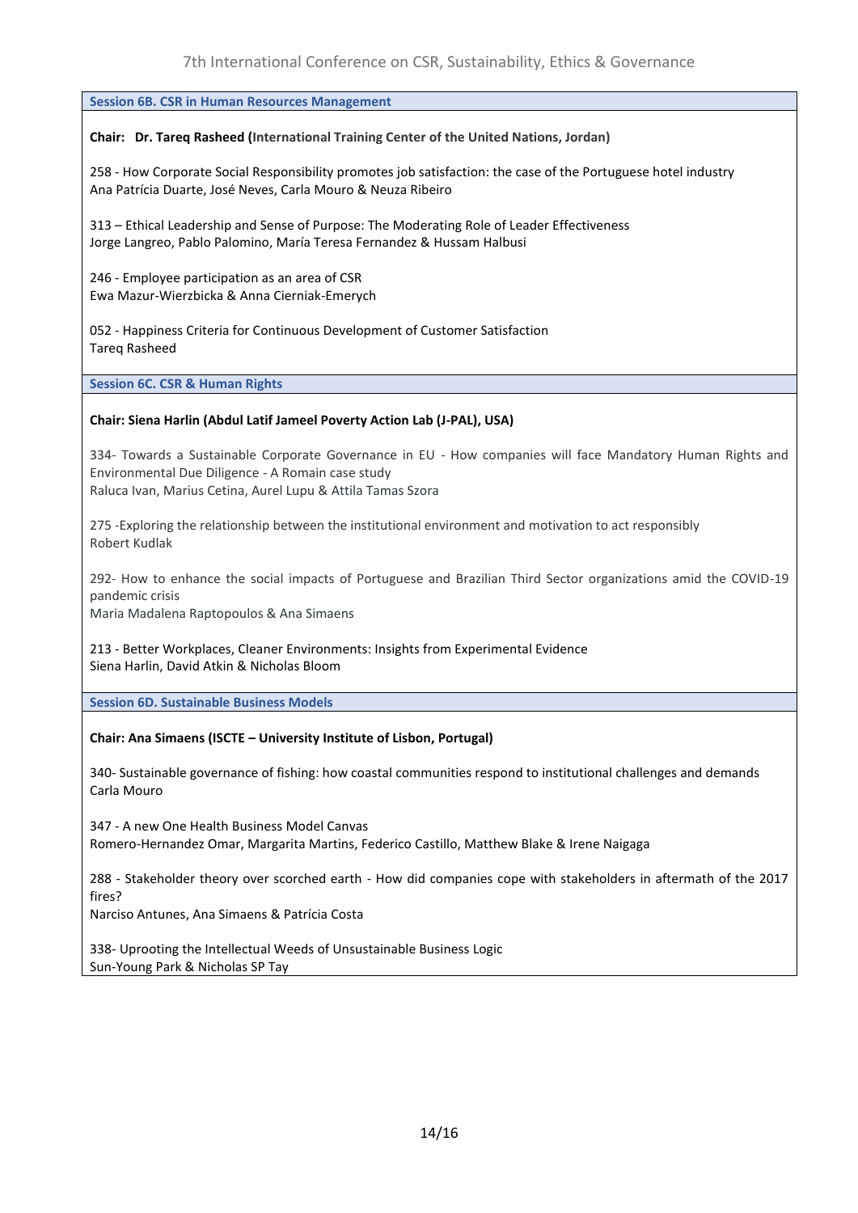### Session 6B. CSR in Human Resources Management

**Chair: Dr. Tareq Rasheed (International Training Center of the United Nations, Jordan)**

258 - How Corporate Social Responsibility promotes job satisfaction: the case of the Portuguese hotel industry
Ana Patrícia Duarte, José Neves, Carla Mouro & Neuza Ribeiro

313 – Ethical Leadership and Sense of Purpose: The Moderating Role of Leader Effectiveness
Jorge Langreo, Pablo Palomino, María Teresa Fernandez & Hussam Halbusi

246 - Employee participation as an area of CSR
Ewa Mazur-Wierzbicka & Anna Cierniak-Emerych

052 - Happiness Criteria for Continuous Development of Customer Satisfaction
Tareq Rasheed

### Session 6C. CSR & Human Rights

**Chair: Siena Harlin (Abdul Latif Jameel Poverty Action Lab (J-PAL), USA)**

334- Towards a Sustainable Corporate Governance in EU - How companies will face Mandatory Human Rights and Environmental Due Diligence - A Romain case study
Raluca Ivan, Marius Cetina, Aurel Lupu & Attila Tamas Szora

275 -Exploring the relationship between the institutional environment and motivation to act responsibly
Robert Kudlak

292- How to enhance the social impacts of Portuguese and Brazilian Third Sector organizations amid the COVID-19 pandemic crisis
Maria Madalena Raptopoulos & Ana Simaens

213 - Better Workplaces, Cleaner Environments: Insights from Experimental Evidence
Siena Harlin, David Atkin & Nicholas Bloom

### Session 6D. Sustainable Business Models

**Chair: Ana Simaens (ISCTE – University Institute of Lisbon, Portugal)**

340- Sustainable governance of fishing: how coastal communities respond to institutional challenges and demands
Carla Mouro

347 - A new One Health Business Model Canvas
Romero-Hernandez Omar, Margarita Martins, Federico Castillo, Matthew Blake & Irene Naigaga

288 - Stakeholder theory over scorched earth - How did companies cope with stakeholders in aftermath of the 2017 fires?
Narciso Antunes, Ana Simaens & Patrícia Costa

338- Uprooting the Intellectual Weeds of Unsustainable Business Logic
Sun-Young Park & Nicholas SP Tay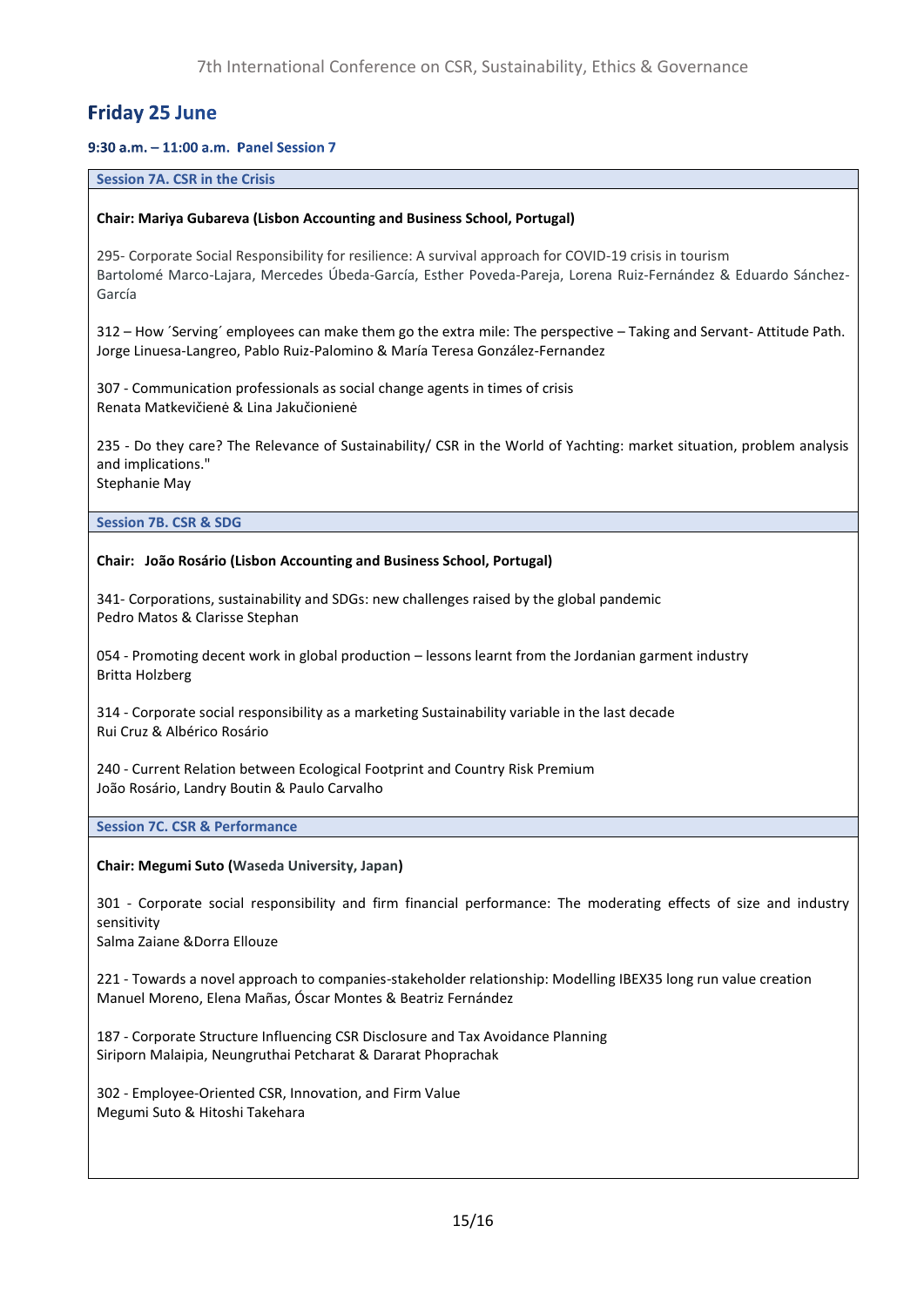## Friday 25 June

**9:30 a.m. – 11:00 a.m. Panel Session 7**

### Session 7A. CSR in the Crisis

**Chair: Mariya Gubareva (Lisbon Accounting and Business School, Portugal)**

295- Corporate Social Responsibility for resilience: A survival approach for COVID-19 crisis in tourism
Bartolomé Marco-Lajara, Mercedes Úbeda-García, Esther Poveda-Pareja, Lorena Ruiz-Fernández & Eduardo Sánchez-García

312 – How ´Serving´ employees can make them go the extra mile: The perspective – Taking and Servant- Attitude Path.
Jorge Linuesa-Langreo, Pablo Ruiz-Palomino & María Teresa González-Fernandez

307 - Communication professionals as social change agents in times of crisis
Renata Matkevičienė & Lina Jakučionienė

235 - Do they care? The Relevance of Sustainability/ CSR in the World of Yachting: market situation, problem analysis and implications."
Stephanie May

### Session 7B. CSR & SDG

**Chair: João Rosário (Lisbon Accounting and Business School, Portugal)**

341- Corporations, sustainability and SDGs: new challenges raised by the global pandemic
Pedro Matos & Clarisse Stephan

054 - Promoting decent work in global production – lessons learnt from the Jordanian garment industry
Britta Holzberg

314 - Corporate social responsibility as a marketing Sustainability variable in the last decade
Rui Cruz & Albérico Rosário

240 - Current Relation between Ecological Footprint and Country Risk Premium
João Rosário, Landry Boutin & Paulo Carvalho

### Session 7C. CSR & Performance

**Chair: Megumi Suto (Waseda University, Japan)**

301 - Corporate social responsibility and firm financial performance: The moderating effects of size and industry sensitivity
Salma Zaiane &Dorra Ellouze

221 - Towards a novel approach to companies-stakeholder relationship: Modelling IBEX35 long run value creation
Manuel Moreno, Elena Mañas, Óscar Montes & Beatriz Fernández

187 - Corporate Structure Influencing CSR Disclosure and Tax Avoidance Planning
Siriporn Malaipia, Neungruthai Petcharat & Dararat Phoprachak

302 - Employee-Oriented CSR, Innovation, and Firm Value
Megumi Suto & Hitoshi Takehara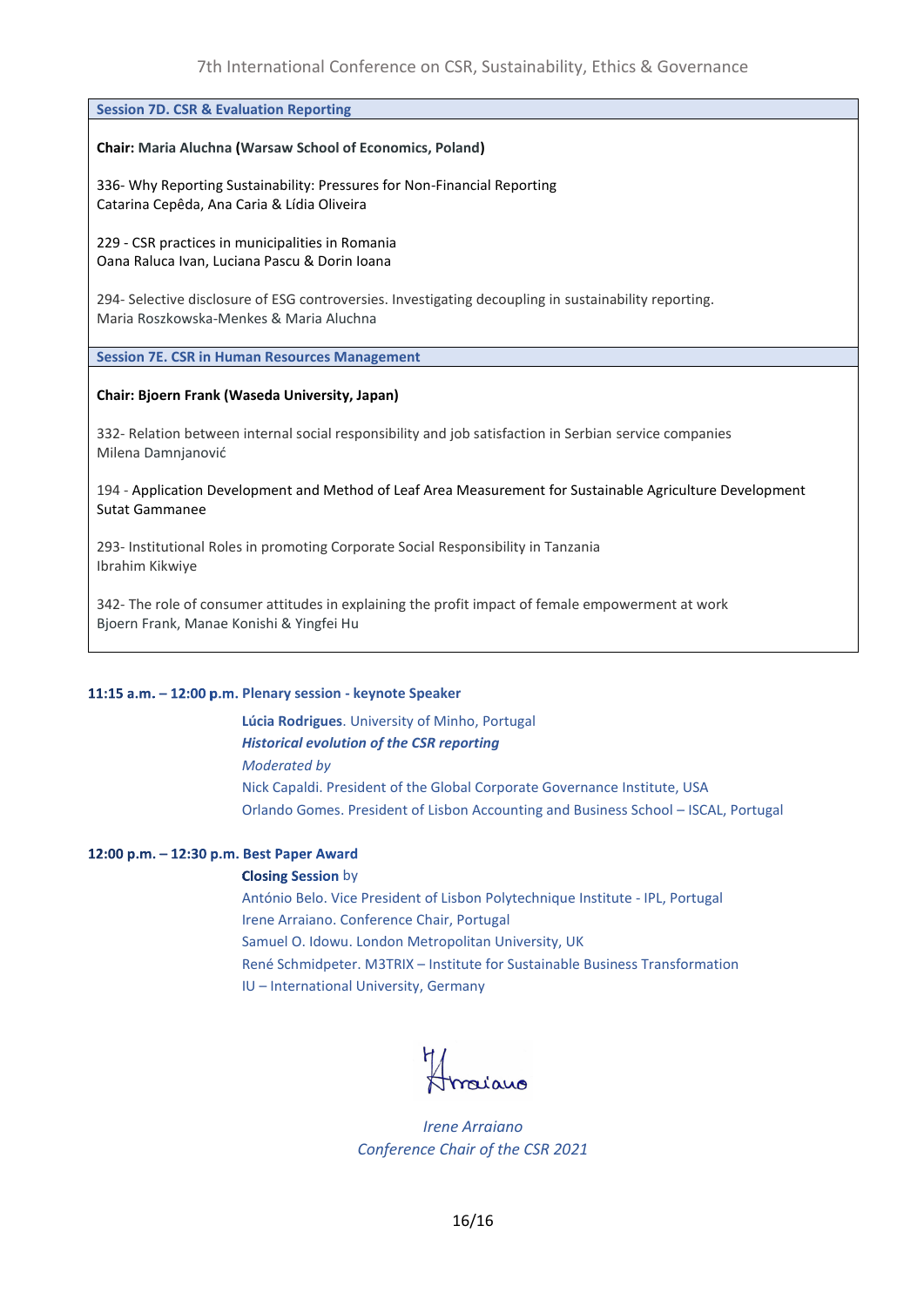### Session 7D. CSR & Evaluation Reporting

**Chair: Maria Aluchna (Warsaw School of Economics, Poland)**

336- Why Reporting Sustainability: Pressures for Non-Financial Reporting
Catarina Cepêda, Ana Caria & Lídia Oliveira

229 - CSR practices in municipalities in Romania
Oana Raluca Ivan, Luciana Pascu & Dorin Ioana

294- Selective disclosure of ESG controversies. Investigating decoupling in sustainability reporting.
Maria Roszkowska-Menkes & Maria Aluchna

### Session 7E. CSR in Human Resources Management

**Chair: Bjoern Frank (Waseda University, Japan)**

332- Relation between internal social responsibility and job satisfaction in Serbian service companies
Milena Damnjanović

194 - Application Development and Method of Leaf Area Measurement for Sustainable Agriculture Development
Sutat Gammanee

293- Institutional Roles in promoting Corporate Social Responsibility in Tanzania
Ibrahim Kikwiye

342- The role of consumer attitudes in explaining the profit impact of female empowerment at work
Bjoern Frank, Manae Konishi & Yingfei Hu

**11:15 a.m. – 12:00 p.m. Plenary session - keynote Speaker**

**Lúcia Rodrigues**. University of Minho, Portugal
***Historical evolution of the CSR reporting***
*Moderated by*
Nick Capaldi. President of the Global Corporate Governance Institute, USA
Orlando Gomes. President of Lisbon Accounting and Business School – ISCAL, Portugal

**12:00 p.m. – 12:30 p.m. Best Paper Award**

**Closing Session** by
António Belo. Vice President of Lisbon Polytechnique Institute - IPL, Portugal
Irene Arraiano. Conference Chair, Portugal
Samuel O. Idowu. London Metropolitan University, UK
René Schmidpeter. M3TRIX – Institute for Sustainable Business Transformation
IU – International University, Germany

Arraiano

*Irene Arraiano*
*Conference Chair of the CSR 2021*